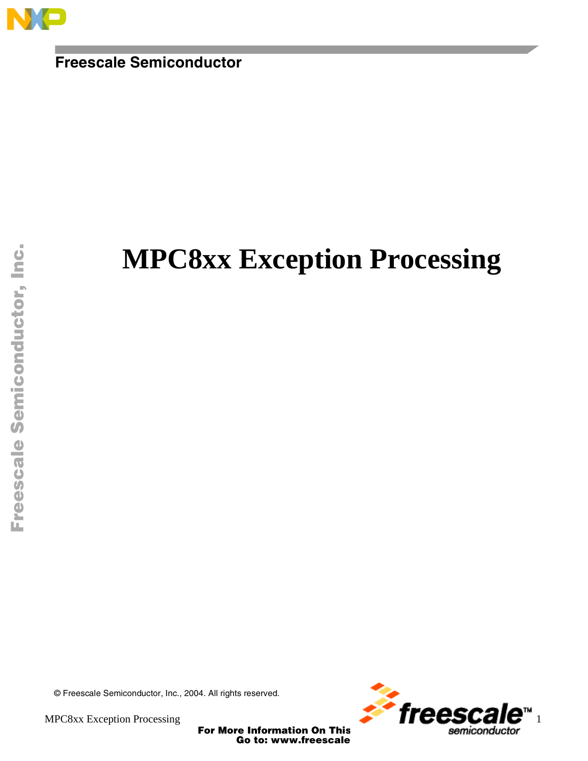# MPC8xx Exception Processing

© Freescale Semiconductor, Inc., 2004. All rights reserved.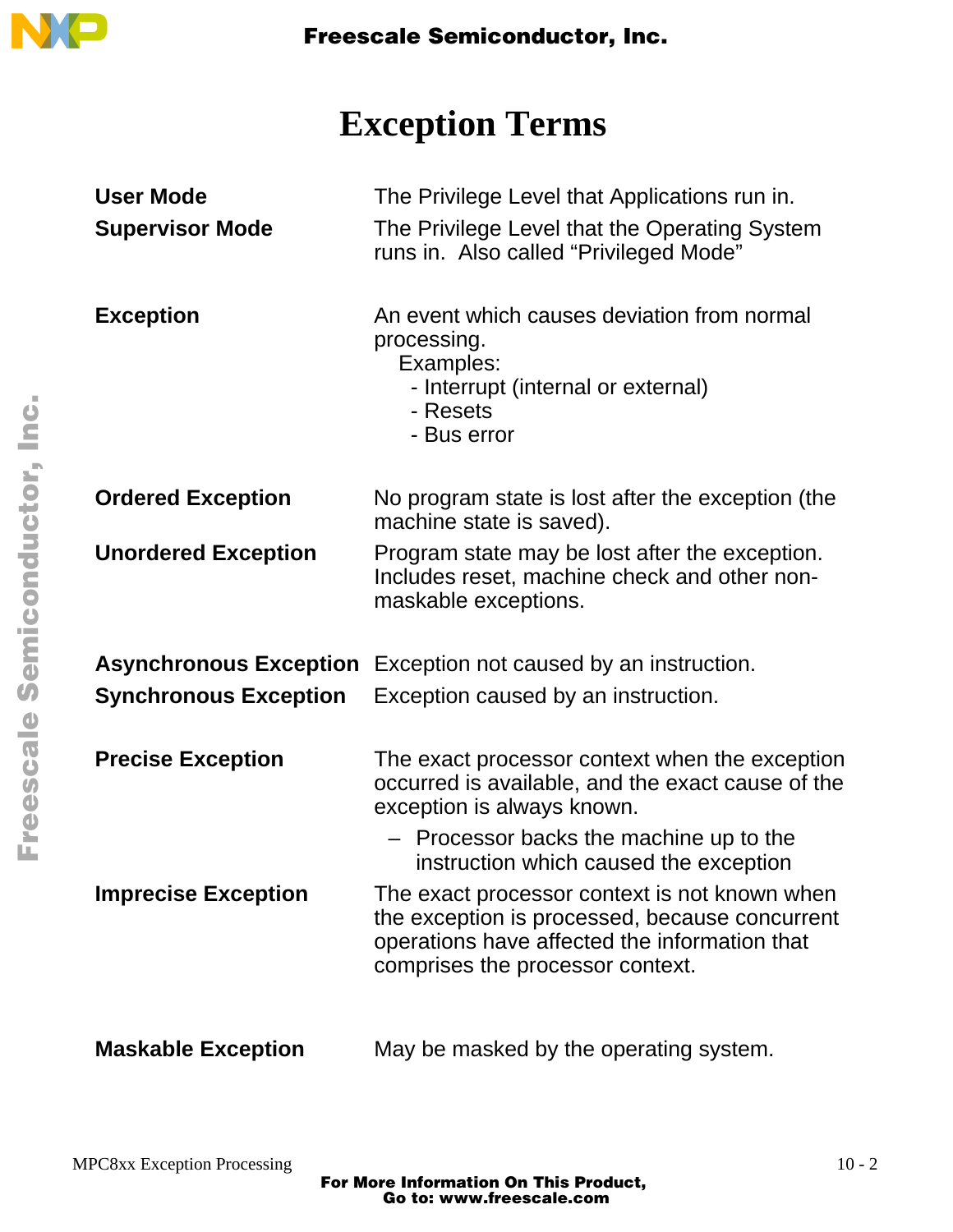# Exception Terms

| | |
|---|---|
| **User Mode** | The Privilege Level that Applications run in. |
| **Supervisor Mode** | The Privilege Level that the Operating System runs in. Also called "Privileged Mode" |
| **Exception** | An event which causes deviation from normal processing.<br>Examples:<br>- Interrupt (internal or external)<br>- Resets<br>- Bus error |
| **Ordered Exception** | No program state is lost after the exception (the machine state is saved). |
| **Unordered Exception** | Program state may be lost after the exception. Includes reset, machine check and other non-maskable exceptions. |
| **Asynchronous Exception** | Exception not caused by an instruction. |
| **Synchronous Exception** | Exception caused by an instruction. |
| **Precise Exception** | The exact processor context when the exception occurred is available, and the exact cause of the exception is always known.<br>– Processor backs the machine up to the instruction which caused the exception |
| **Imprecise Exception** | The exact processor context is not known when the exception is processed, because concurrent operations have affected the information that comprises the processor context. |
| **Maskable Exception** | May be masked by the operating system. |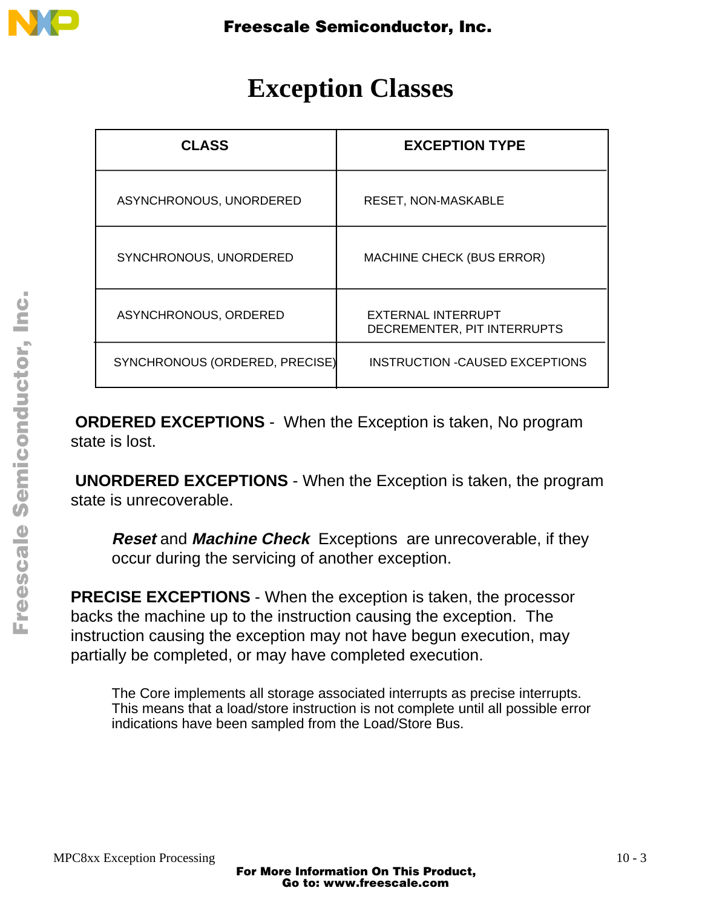# Exception Classes

| CLASS | EXCEPTION TYPE |
|---|---|
| ASYNCHRONOUS, UNORDERED | RESET, NON-MASKABLE |
| SYNCHRONOUS, UNORDERED | MACHINE CHECK (BUS ERROR) |
| ASYNCHRONOUS, ORDERED | EXTERNAL INTERRUPT<br>DECREMENTER, PIT INTERRUPTS |
| SYNCHRONOUS (ORDERED, PRECISE) | INSTRUCTION -CAUSED EXCEPTIONS |

**ORDERED EXCEPTIONS** - When the Exception is taken, No program state is lost.

**UNORDERED EXCEPTIONS** - When the Exception is taken, the program state is unrecoverable.

> ***Reset*** and ***Machine Check*** Exceptions are unrecoverable, if they occur during the servicing of another exception.

**PRECISE EXCEPTIONS** - When the exception is taken, the processor backs the machine up to the instruction causing the exception. The instruction causing the exception may not have begun execution, may partially be completed, or may have completed execution.

> The Core implements all storage associated interrupts as precise interrupts. This means that a load/store instruction is not complete until all possible error indications have been sampled from the Load/Store Bus.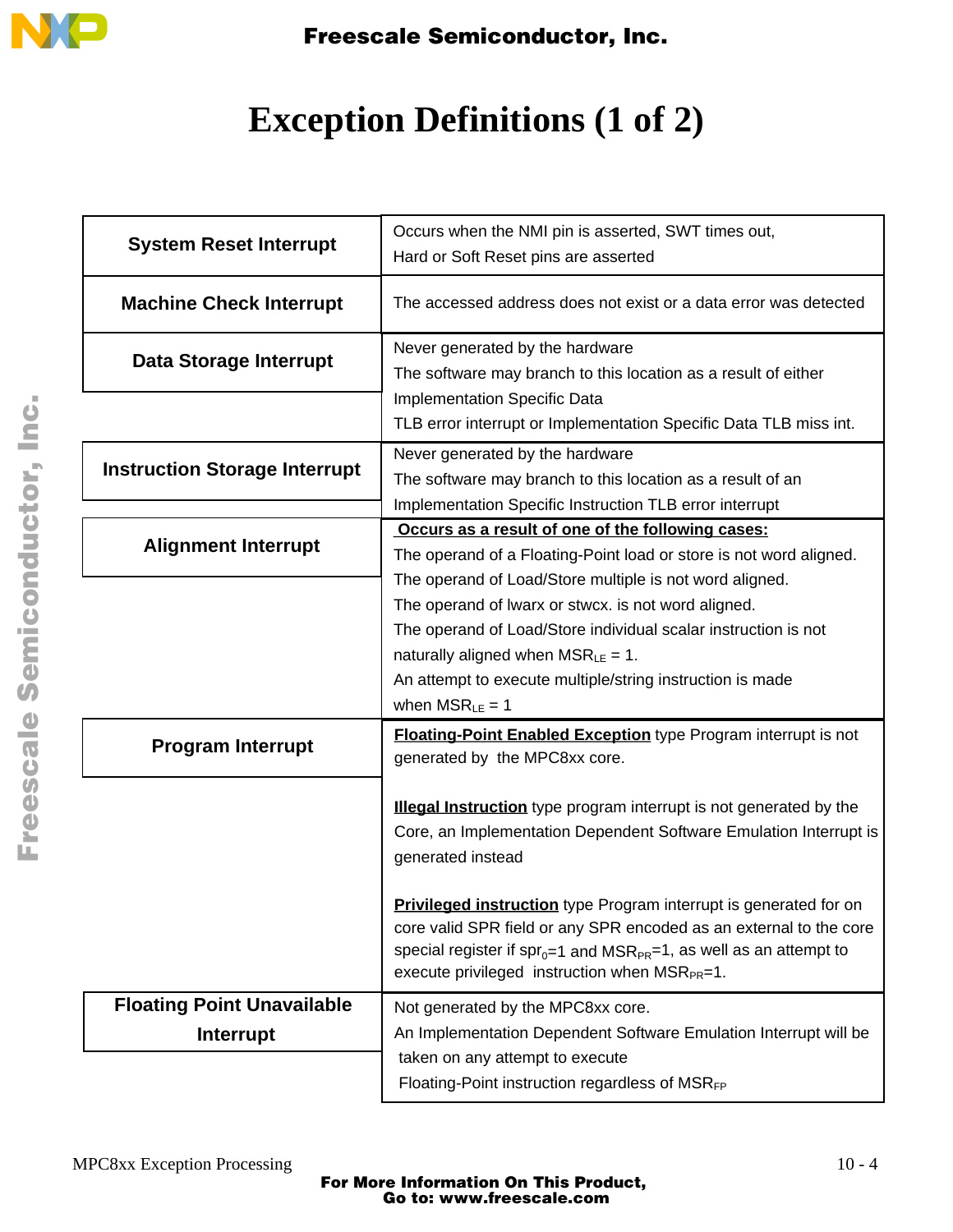# Exception Definitions (1 of 2)

| Exception | Description |
|---|---|
| **System Reset Interrupt** | Occurs when the NMI pin is asserted, SWT times out, Hard or Soft Reset pins are asserted |
| **Machine Check Interrupt** | The accessed address does not exist or a data error was detected |
| **Data Storage Interrupt** | Never generated by the hardware<br>The software may branch to this location as a result of either Implementation Specific Data TLB error interrupt or Implementation Specific Data TLB miss int. |
| **Instruction Storage Interrupt** | Never generated by the hardware<br>The software may branch to this location as a result of an Implementation Specific Instruction TLB error interrupt |
| **Alignment Interrupt** | **<u>Occurs as a result of one of the following cases:</u>**<br>The operand of a Floating-Point load or store is not word aligned.<br>The operand of Load/Store multiple is not word aligned.<br>The operand of lwarx or stwcx. is not word aligned.<br>The operand of Load/Store individual scalar instruction is not naturally aligned when $MSR_{LE} = 1$.<br>An attempt to execute multiple/string instruction is made when $MSR_{LE} = 1$ |
| **Program Interrupt** | **<u>Floating-Point Enabled Exception</u>** type Program interrupt is not generated by the MPC8xx core.<br><br>**<u>Illegal Instruction</u>** type program interrupt is not generated by the Core, an Implementation Dependent Software Emulation Interrupt is generated instead<br><br>**<u>Privileged instruction</u>** type Program interrupt is generated for on core valid SPR field or any SPR encoded as an external to the core special register if $spr_0$=1 and $MSR_{PR}$=1, as well as an attempt to execute privileged instruction when $MSR_{PR}$=1. |
| **Floating Point Unavailable Interrupt** | Not generated by the MPC8xx core.<br>An Implementation Dependent Software Emulation Interrupt will be taken on any attempt to execute Floating-Point instruction regardless of $MSR_{FP}$ |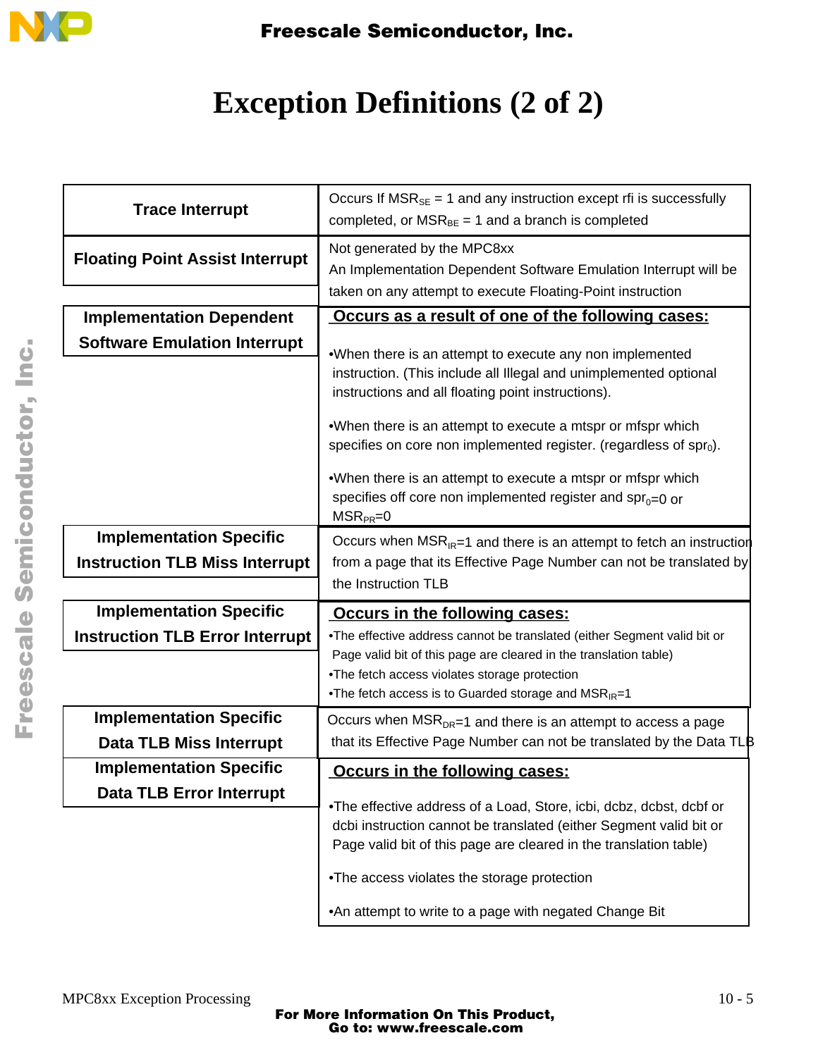# Exception Definitions (2 of 2)

| Exception | Definition |
| --- | --- |
| **Trace Interrupt** | Occurs If $MSR_{SE}$ = 1 and any instruction except rfi is successfully completed, or $MSR_{BE}$ = 1 and a branch is completed |
| **Floating Point Assist Interrupt** | Not generated by the MPC8xx<br>An Implementation Dependent Software Emulation Interrupt will be taken on any attempt to execute Floating-Point instruction |
| **Implementation Dependent Software Emulation Interrupt** | <u>**Occurs as a result of one of the following cases:**</u><br>•When there is an attempt to execute any non implemented instruction. (This include all Illegal and unimplemented optional instructions and all floating point instructions).<br>•When there is an attempt to execute a mtspr or mfspr which specifies on core non implemented register. (regardless of $spr_0$).<br>•When there is an attempt to execute a mtspr or mfspr which specifies off core non implemented register and $spr_0$=0 or $MSR_{PR}$=0 |
| **Implementation Specific Instruction TLB Miss Interrupt** | Occurs when $MSR_{IR}$=1 and there is an attempt to fetch an instruction from a page that its Effective Page Number can not be translated by the Instruction TLB |
| **Implementation Specific Instruction TLB Error Interrupt** | <u>**Occurs in the following cases:**</u><br>•The effective address cannot be translated (either Segment valid bit or Page valid bit of this page are cleared in the translation table)<br>•The fetch access violates storage protection<br>•The fetch access is to Guarded storage and $MSR_{IR}$=1 |
| **Implementation Specific Data TLB Miss Interrupt** | Occurs when $MSR_{DR}$=1 and there is an attempt to access a page that its Effective Page Number can not be translated by the Data TLB |
| **Implementation Specific Data TLB Error Interrupt** | <u>**Occurs in the following cases:**</u><br>•The effective address of a Load, Store, icbi, dcbz, dcbst, dcbf or dcbi instruction cannot be translated (either Segment valid bit or Page valid bit of this page are cleared in the translation table)<br>•The access violates the storage protection<br>•An attempt to write to a page with negated Change Bit |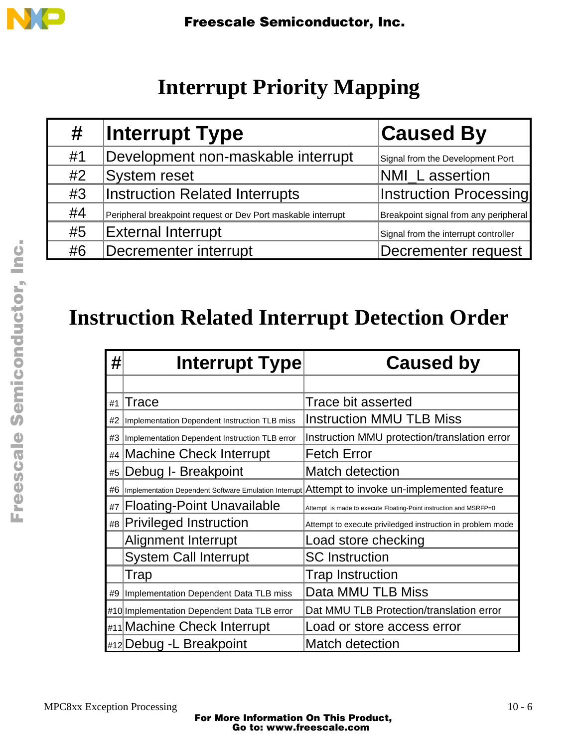# Interrupt Priority Mapping

| # | Interrupt Type | Caused By |
|---|---|---|
| #1 | Development non-maskable interrupt | Signal from the Development Port |
| #2 | System reset | NMI_L assertion |
| #3 | Instruction Related Interrupts | Instruction Processing |
| #4 | Peripheral breakpoint request or Dev Port maskable interrupt | Breakpoint signal from any peripheral |
| #5 | External Interrupt | Signal from the interrupt controller |
| #6 | Decrementer interrupt | Decrementer request |

# Instruction Related Interrupt Detection Order

| # | Interrupt Type | Caused by |
|---|---|---|
| | | |
| #1 | Trace | Trace bit asserted |
| #2 | Implementation Dependent Instruction TLB miss | Instruction MMU TLB Miss |
| #3 | Implementation Dependent Instruction TLB error | Instruction MMU protection/translation error |
| #4 | Machine Check Interrupt | Fetch Error |
| #5 | Debug I- Breakpoint | Match detection |
| #6 | Implementation Dependent Software Emulation Interrupt | Attempt to invoke un-implemented feature |
| #7 | Floating-Point Unavailable | Attempt is made to execute Floating-Point instruction and MSRFP=0 |
| #8 | Privileged Instruction | Attempt to execute priviledged instruction in problem mode |
| | Alignment Interrupt | Load store checking |
| | System Call Interrupt | SC Instruction |
| | Trap | Trap Instruction |
| #9 | Implementation Dependent Data TLB miss | Data MMU TLB Miss |
| #10 | Implementation Dependent Data TLB error | Dat MMU TLB Protection/translation error |
| #11 | Machine Check Interrupt | Load or store access error |
| #12 | Debug -L Breakpoint | Match detection |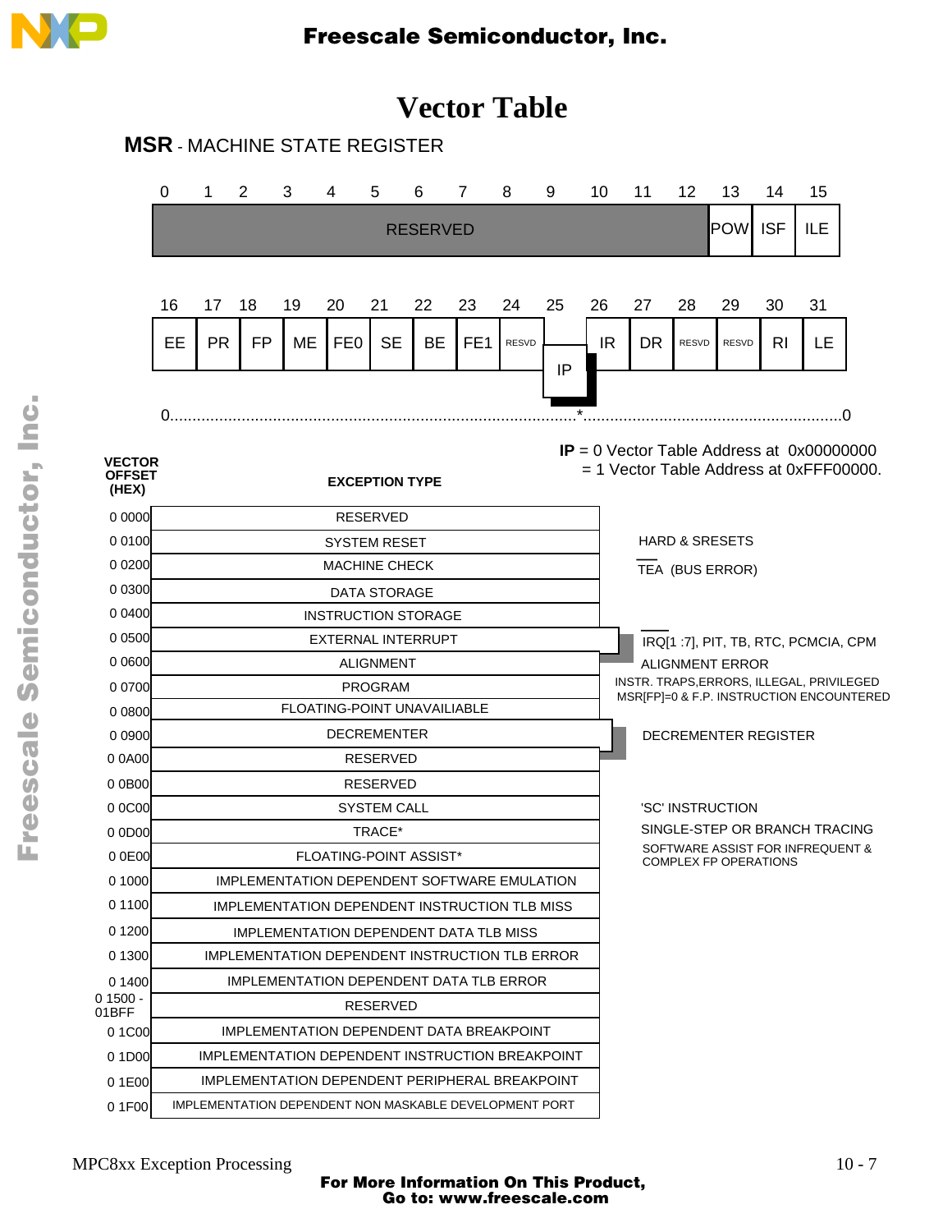# Vector Table

**MSR** - MACHINE STATE REGISTER

| 0 | 1 | 2 | 3 | 4 | 5 | 6 | 7 | 8 | 9 | 10 | 11 | 12 | 13 | 14 | 15 |
|---|---|---|---|---|---|---|---|---|---|---|---|---|---|---|---|
| RESERVED | | | | | | | | | | | | | POW | ISF | ILE |

| 16 | 17 | 18 | 19 | 20 | 21 | 22 | 23 | 24 | 25 | 26 | 27 | 28 | 29 | 30 | 31 |
|---|---|---|---|---|---|---|---|---|---|---|---|---|---|---|---|
| EE | PR | FP | ME | FE0 | SE | BE | FE1 | RESVD | IP | IR | DR | RESVD | RESVD | RI | LE |

0.........................................................................................*..........................................................0

**IP** = 0 Vector Table Address at 0x00000000
= 1 Vector Table Address at 0xFFF00000.

| VECTOR OFFSET (HEX) | EXCEPTION TYPE | |
|---|---|---|
| 0 0000 | RESERVED | |
| 0 0100 | SYSTEM RESET | HARD & SRESETS |
| 0 0200 | MACHINE CHECK | TEA (BUS ERROR) |
| 0 0300 | DATA STORAGE | |
| 0 0400 | INSTRUCTION STORAGE | |
| 0 0500 | EXTERNAL INTERRUPT | IRQ[1 :7], PIT, TB, RTC, PCMCIA, CPM |
| 0 0600 | ALIGNMENT | ALIGNMENT ERROR |
| 0 0700 | PROGRAM | INSTR. TRAPS,ERRORS, ILLEGAL, PRIVILEGED |
| 0 0800 | FLOATING-POINT UNAVAILIABLE | MSR[FP]=0 & F.P. INSTRUCTION ENCOUNTERED |
| 0 0900 | DECREMENTER | DECREMENTER REGISTER |
| 0 0A00 | RESERVED | |
| 0 0B00 | RESERVED | |
| 0 0C00 | SYSTEM CALL | 'SC' INSTRUCTION |
| 0 0D00 | TRACE* | SINGLE-STEP OR BRANCH TRACING |
| 0 0E00 | FLOATING-POINT ASSIST* | SOFTWARE ASSIST FOR INFREQUENT & COMPLEX FP OPERATIONS |
| 0 1000 | IMPLEMENTATION DEPENDENT SOFTWARE EMULATION | |
| 0 1100 | IMPLEMENTATION DEPENDENT INSTRUCTION TLB MISS | |
| 0 1200 | IMPLEMENTATION DEPENDENT DATA TLB MISS | |
| 0 1300 | IMPLEMENTATION DEPENDENT INSTRUCTION TLB ERROR | |
| 0 1400 | IMPLEMENTATION DEPENDENT DATA TLB ERROR | |
| 0 1500 - 01BFF | RESERVED | |
| 0 1C00 | IMPLEMENTATION DEPENDENT DATA BREAKPOINT | |
| 0 1D00 | IMPLEMENTATION DEPENDENT INSTRUCTION BREAKPOINT | |
| 0 1E00 | IMPLEMENTATION DEPENDENT PERIPHERAL BREAKPOINT | |
| 0 1F00 | IMPLEMENTATION DEPENDENT NON MASKABLE DEVELOPMENT PORT | |

MPC8xx Exception Processing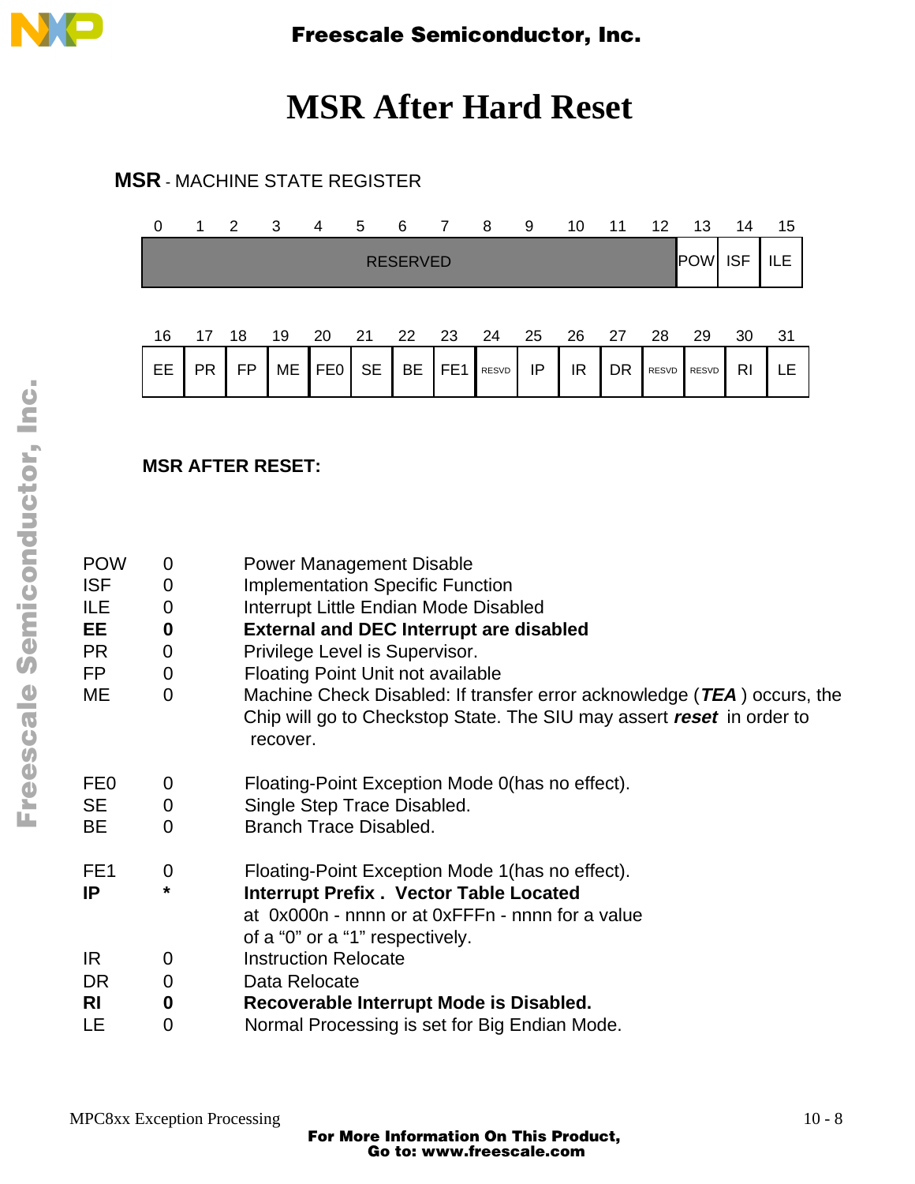# MSR After Hard Reset

**MSR** - MACHINE STATE REGISTER

| 0 | 1 | 2 | 3 | 4 | 5 | 6 | 7 | 8 | 9 | 10 | 11 | 12 | 13 | 14 | 15 |
|---|---|---|---|---|---|---|---|---|---|---|---|---|---|---|---|
| RESERVED | | | | | | | | | | | | | POW | ISF | ILE |

| 16 | 17 | 18 | 19 | 20 | 21 | 22 | 23 | 24 | 25 | 26 | 27 | 28 | 29 | 30 | 31 |
|---|---|---|---|---|---|---|---|---|---|---|---|---|---|---|---|
| EE | PR | FP | ME | FE0 | SE | BE | FE1 | RESVD | IP | IR | DR | RESVD | RESVD | RI | LE |

**MSR AFTER RESET:**

| | | |
|---|---|---|
| POW | 0 | Power Management Disable |
| ISF | 0 | Implementation Specific Function |
| ILE | 0 | Interrupt Little Endian Mode Disabled |
| **EE** | **0** | **External and DEC Interrupt are disabled** |
| PR | 0 | Privilege Level is Supervisor. |
| FP | 0 | Floating Point Unit not available |
| ME | 0 | Machine Check Disabled: If transfer error acknowledge (***TEA***) occurs, the Chip will go to Checkstop State. The SIU may assert ***reset*** in order to recover. |
| FE0 | 0 | Floating-Point Exception Mode 0(has no effect). |
| SE | 0 | Single Step Trace Disabled. |
| BE | 0 | Branch Trace Disabled. |
| FE1 | 0 | Floating-Point Exception Mode 1(has no effect). |
| **IP** | ***** | **Interrupt Prefix . Vector Table Located** at 0x000n - nnnn or at 0xFFFn - nnnn for a value of a "0" or a "1" respectively. |
| IR | 0 | Instruction Relocate |
| DR | 0 | Data Relocate |
| **RI** | **0** | **Recoverable Interrupt Mode is Disabled.** |
| LE | 0 | Normal Processing is set for Big Endian Mode. |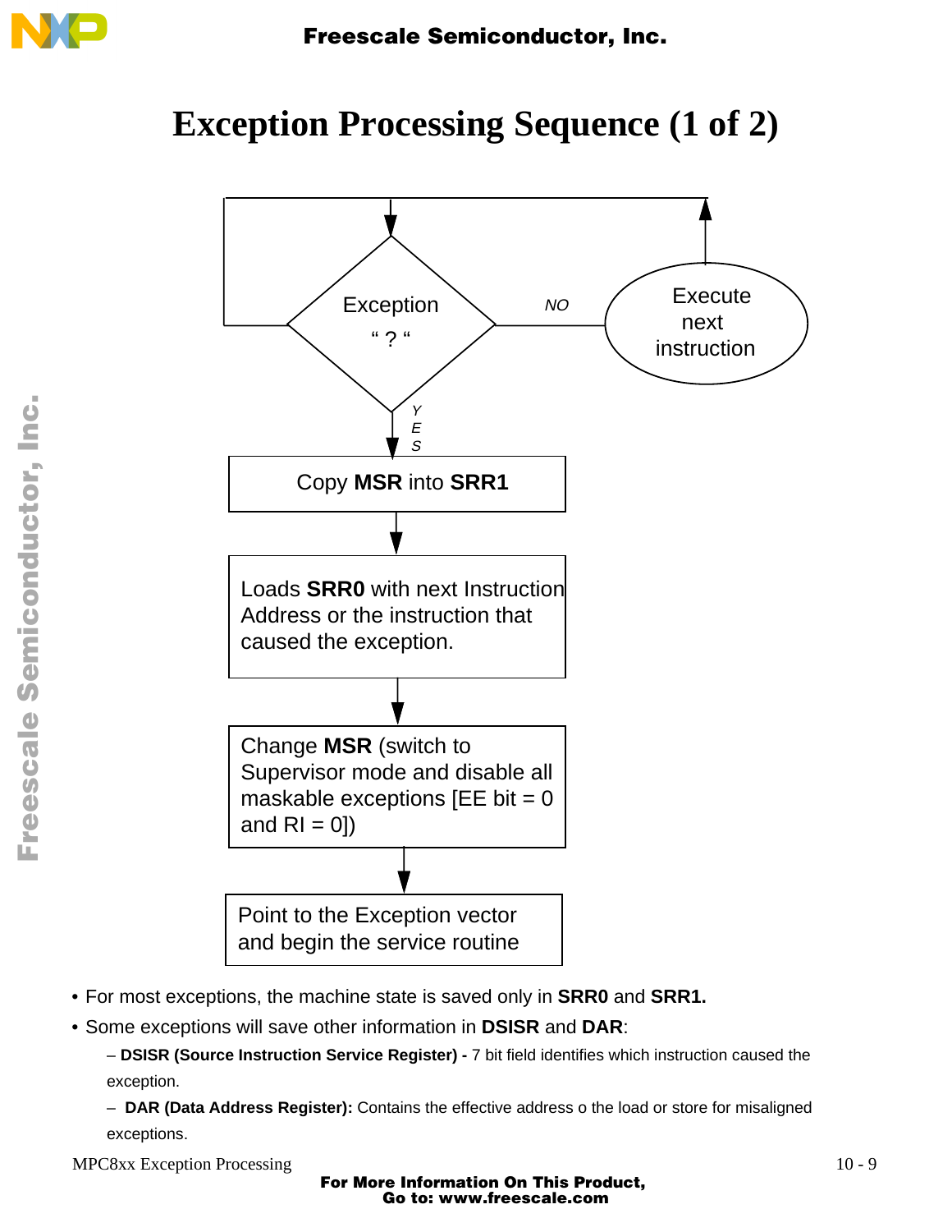# Exception Processing Sequence (1 of 2)

Exception "?"

NO → Execute next instruction

YES ↓

Copy **MSR** into **SRR1**

↓

Loads **SRR0** with next Instruction Address or the instruction that caused the exception.

↓

Change **MSR** (switch to Supervisor mode and disable all maskable exceptions [EE bit = 0 and RI = 0])

↓

Point to the Exception vector and begin the service routine

- For most exceptions, the machine state is saved only in **SRR0** and **SRR1.**
- Some exceptions will save other information in **DSISR** and **DAR**:
  - **DSISR (Source Instruction Service Register) -** 7 bit field identifies which instruction caused the exception.
  - **DAR (Data Address Register):** Contains the effective address o the load or store for misaligned exceptions.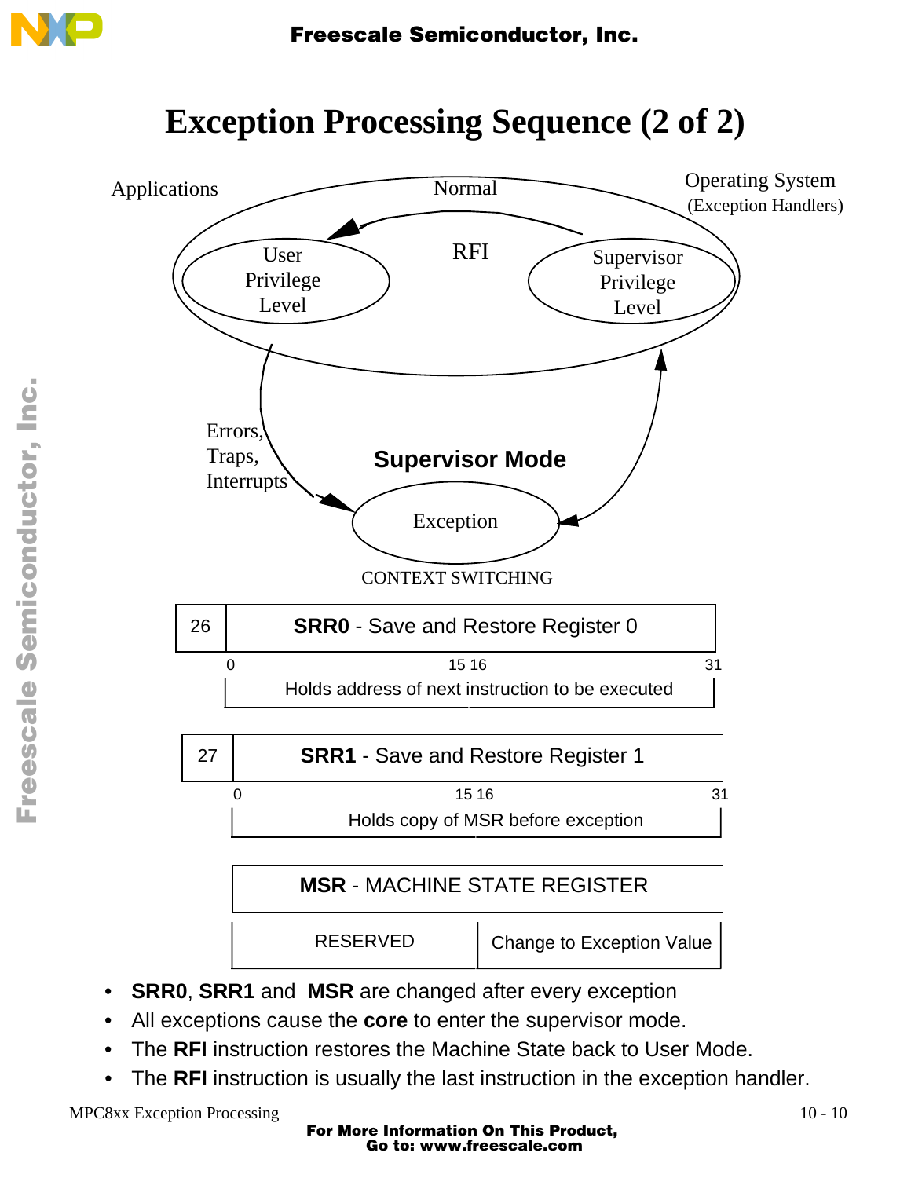# Exception Processing Sequence (2 of 2)

Applications

Normal

Operating System
(Exception Handlers)

User Privilege Level

RFI

Supervisor Privilege Level

Errors, Traps, Interrupts

**Supervisor Mode**

Exception

CONTEXT SWITCHING

| 26 | **SRR0** - Save and Restore Register 0 |
|---|---|

0 — 15 16 — 31

Holds address of next instruction to be executed

| 27 | **SRR1** - Save and Restore Register 1 |
|---|---|

0 — 15 16 — 31

Holds copy of MSR before exception

| **MSR** - MACHINE STATE REGISTER | |
|---|---|
| RESERVED | Change to Exception Value |

- **SRR0**, **SRR1** and **MSR** are changed after every exception
- All exceptions cause the **core** to enter the supervisor mode.
- The **RFI** instruction restores the Machine State back to User Mode.
- The **RFI** instruction is usually the last instruction in the exception handler.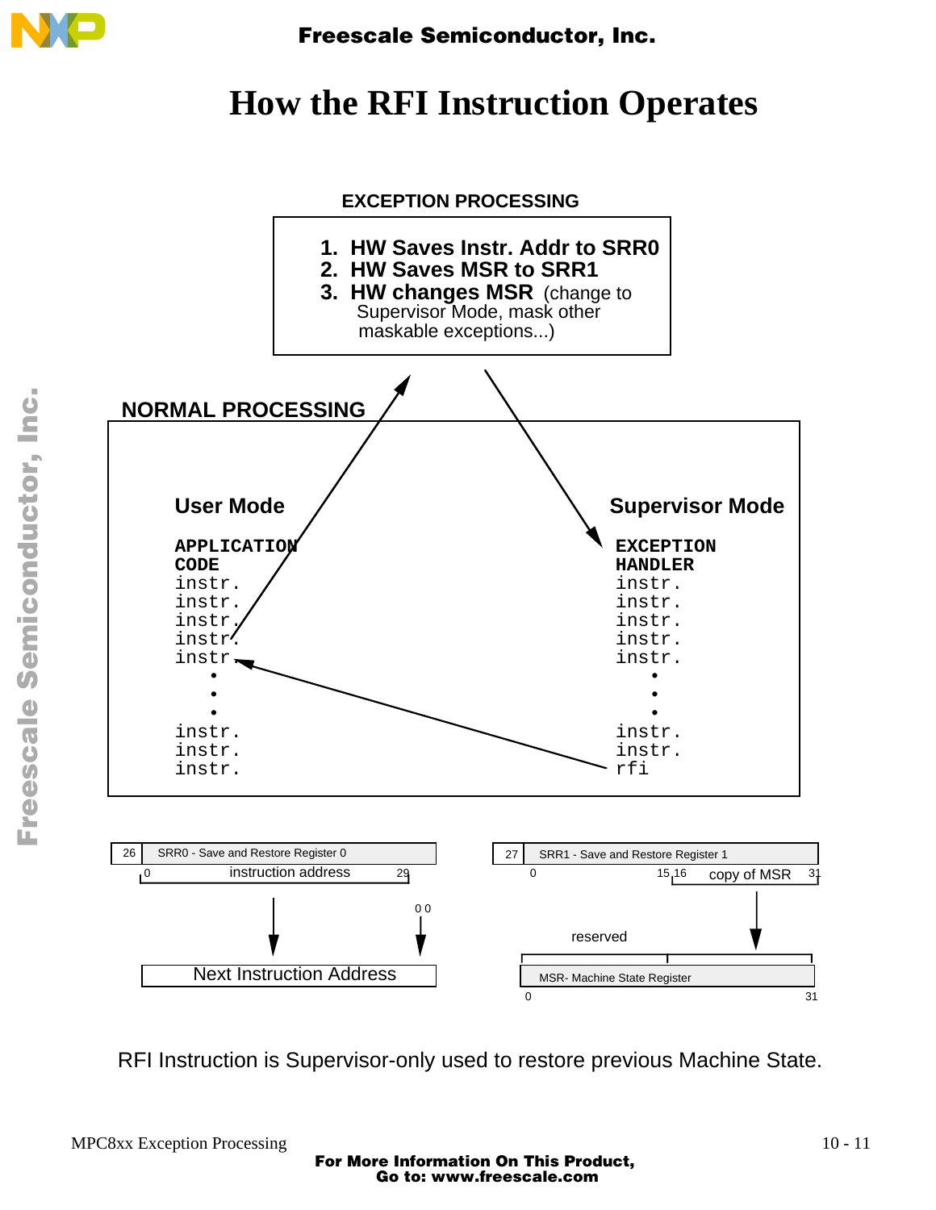# How the RFI Instruction Operates

**EXCEPTION PROCESSING**

1. **HW Saves Instr. Addr to SRR0**
2. **HW Saves MSR to SRR1**
3. **HW changes MSR** (change to Supervisor Mode, mask other maskable exceptions...)

**NORMAL PROCESSING**

**User Mode**

```
APPLICATION
CODE
instr.
instr.
instr.
instr.
instr.
  •
  •
  •
instr.
instr.
instr.
```

**Supervisor Mode**

```
EXCEPTION
HANDLER
instr.
instr.
instr.
instr.
instr.
  •
  •
  •
instr.
instr.
rfi
```

26 SRR0 - Save and Restore Register 0

0 instruction address 29

0 0

Next Instruction Address

27 SRR1 - Save and Restore Register 1

0 15 16 copy of MSR 31

reserved

MSR- Machine State Register

0 31

RFI Instruction is Supervisor-only used to restore previous Machine State.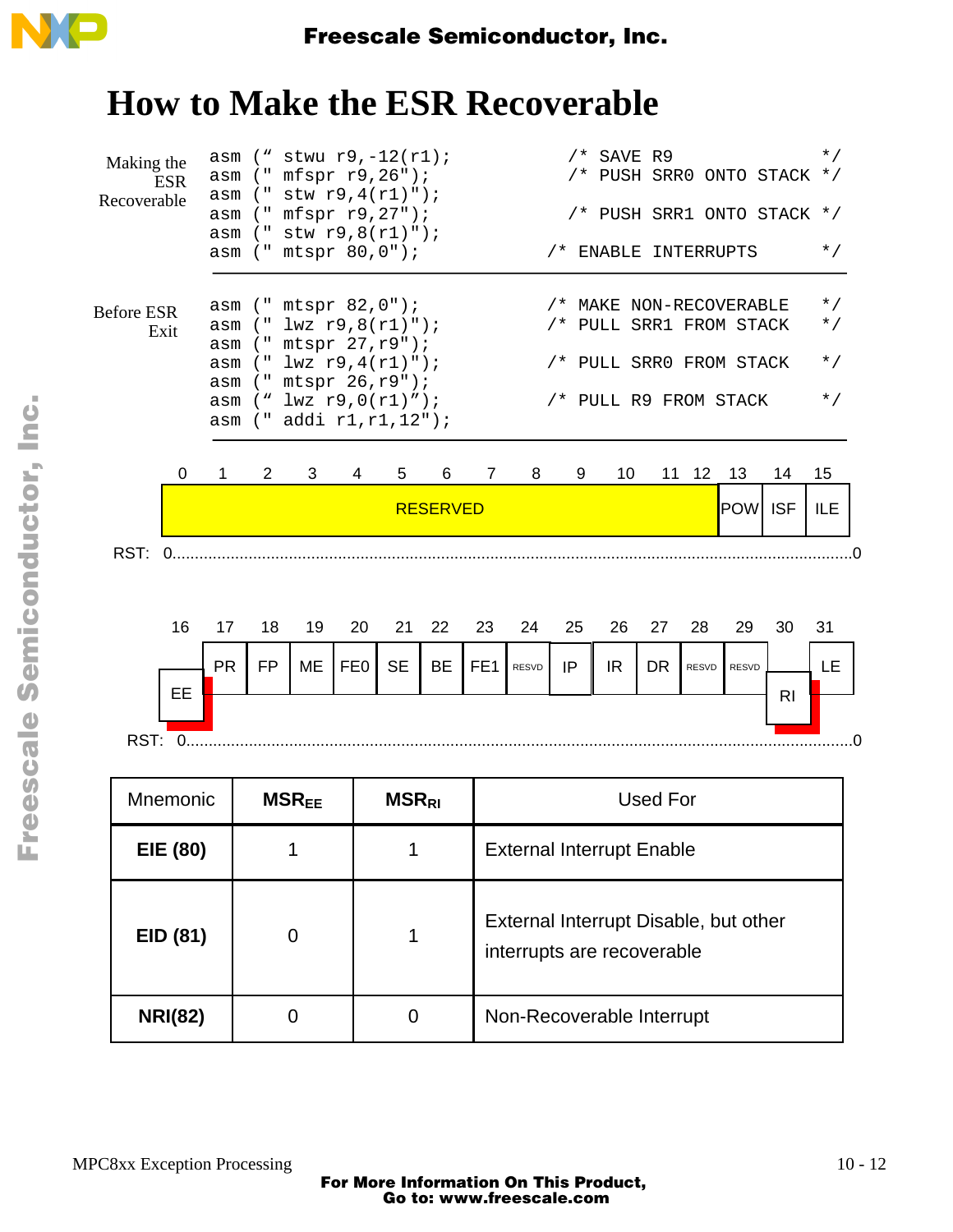# How to Make the ESR Recoverable

**Making the ESR Recoverable**

```
asm (" stwu r9,-12(r1);          /* SAVE R9              */
asm (" mfspr r9,26");            /* PUSH SRR0 ONTO STACK */
asm (" stw r9,4(r1)");
asm (" mfspr r9,27");            /* PUSH SRR1 ONTO STACK */
asm (" stw r9,8(r1)");
asm (" mtspr 80,0");            /* ENABLE INTERRUPTS     */
```

**Before ESR Exit**

```
asm (" mtspr 82,0");            /* MAKE NON-RECOVERABLE  */
asm (" lwz r9,8(r1)");          /* PULL SRR1 FROM STACK  */
asm (" mtspr 27,r9");
asm (" lwz r9,4(r1)");          /* PULL SRR0 FROM STACK  */
asm (" mtspr 26,r9");
asm (" lwz r9,0(r1)");          /* PULL R9 FROM STACK    */
asm (" addi r1,r1,12");
```

| 0–12 | 13 | 14 | 15 |
|---|---|---|---|
| RESERVED | POW | ISF | ILE |

RST: 0........................................0

| 16 | 17 | 18 | 19 | 20 | 21 | 22 | 23 | 24 | 25 | 26 | 27 | 28 | 29 | 30 | 31 |
|---|---|---|---|---|---|---|---|---|---|---|---|---|---|---|---|
| EE | PR | FP | ME | FE0 | SE | BE | FE1 | RESVD | IP | IR | DR | RESVD | RESVD | RI | LE |

RST: 0........................................0

| Mnemonic | $MSR_{EE}$ | $MSR_{RI}$ | Used For |
|---|---|---|---|
| **EIE (80)** | 1 | 1 | External Interrupt Enable |
| **EID (81)** | 0 | 1 | External Interrupt Disable, but other interrupts are recoverable |
| **NRI(82)** | 0 | 0 | Non-Recoverable Interrupt |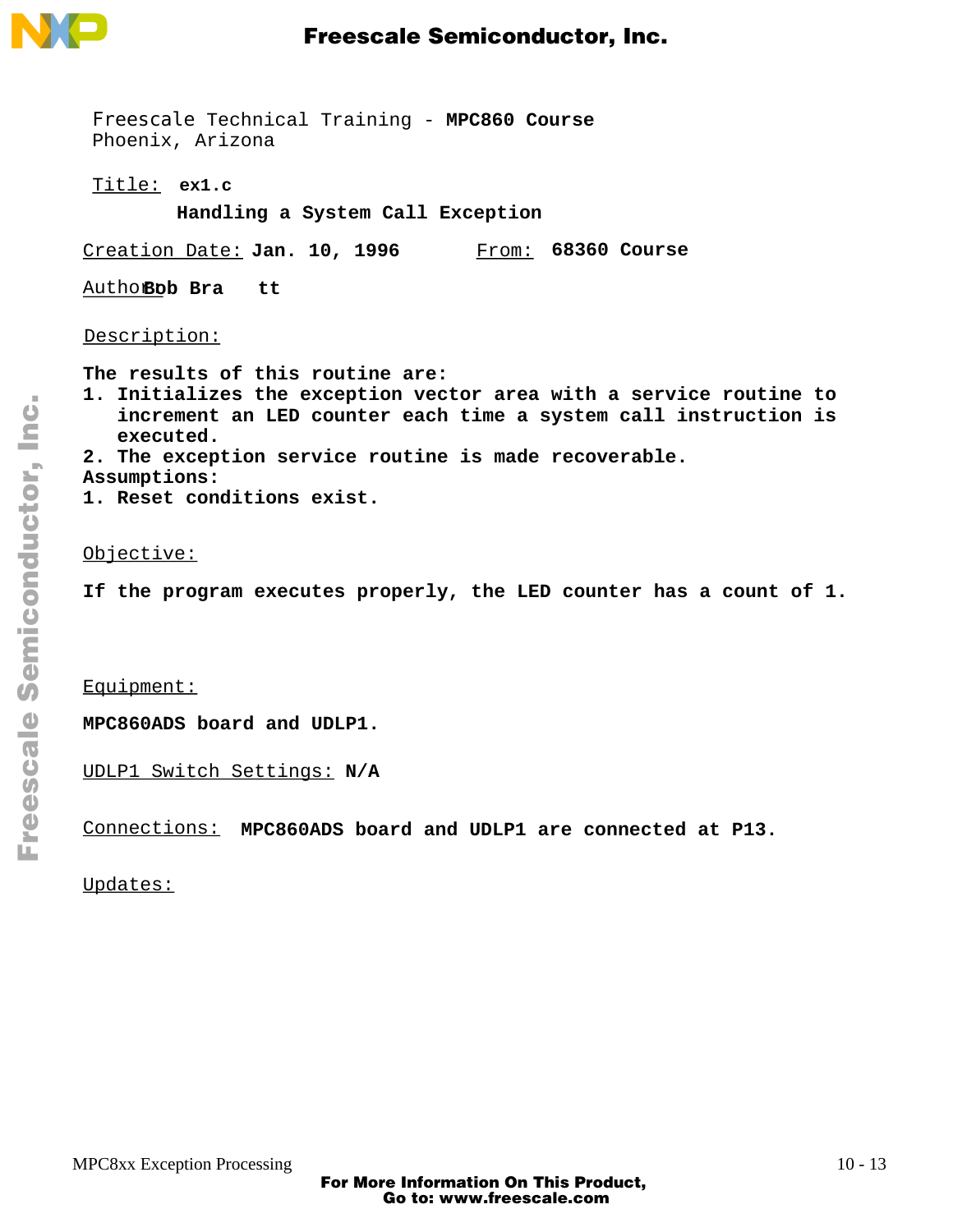Freescale Technical Training - **MPC860 Course**
Phoenix, Arizona

Title: **ex1.c**

**Handling a System Call Exception**

Creation Date: **Jan. 10, 1996**    From: **68360 Course**

Author: **Bob Bratt**

Description:

**The results of this routine are:**

1. **Initializes the exception vector area with a service routine to increment an LED counter each time a system call instruction is executed.**
2. **The exception service routine is made recoverable.**

**Assumptions:**

1. **Reset conditions exist.**

Objective:

**If the program executes properly, the LED counter has a count of 1.**

Equipment:

**MPC860ADS board and UDLP1.**

UDLP1 Switch Settings: **N/A**

Connections: **MPC860ADS board and UDLP1 are connected at P13.**

Updates: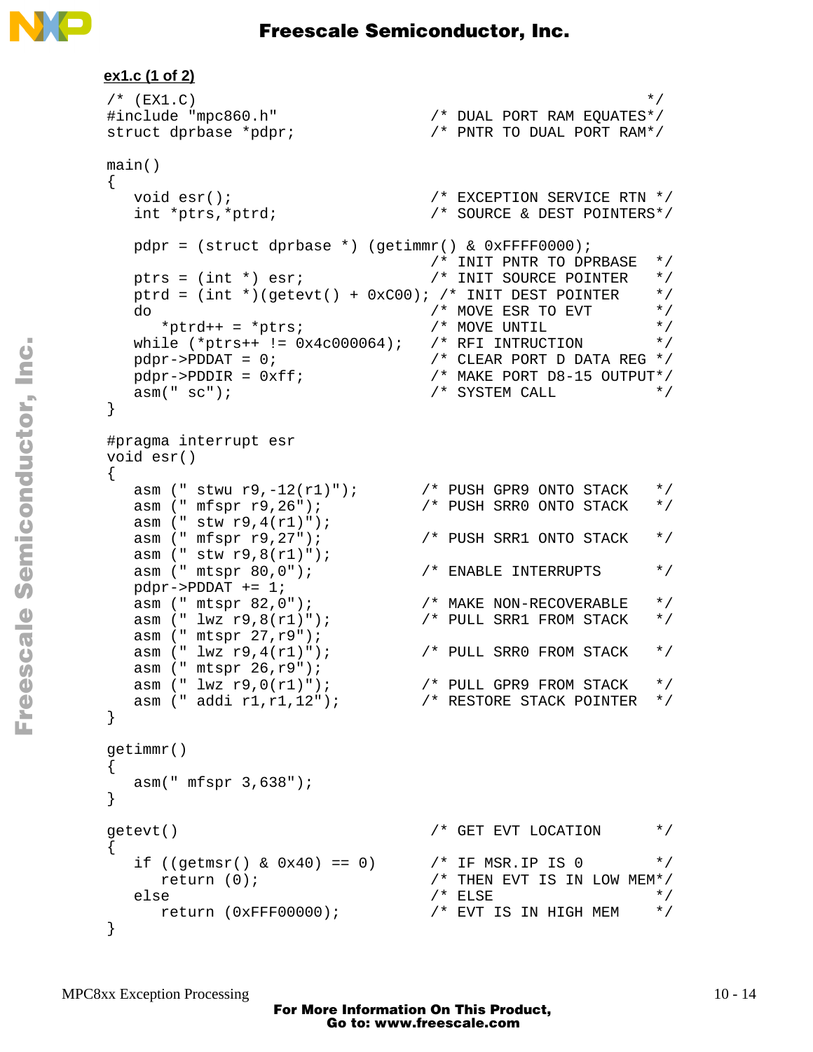**ex1.c (1 of 2)**

```
/* (EX1.C)                                                   */
#include "mpc860.h"                 /* DUAL PORT RAM EQUATES*/
struct dprbase *pdpr;               /* PNTR TO DUAL PORT RAM*/

main()
{
   void esr();                      /* EXCEPTION SERVICE RTN */
   int *ptrs,*ptrd;                 /* SOURCE & DEST POINTERS*/

   pdpr = (struct dprbase *) (getimmr() & 0xFFFF0000);
                                    /* INIT PNTR TO DPRBASE   */
   ptrs = (int *) esr;              /* INIT SOURCE POINTER    */
   ptrd = (int *)(getevt() + 0xC00); /* INIT DEST POINTER     */
   do                               /* MOVE ESR TO EVT        */
      *ptrd++ = *ptrs;              /* MOVE UNTIL             */
   while (*ptrs++ != 0x4c000064);   /* RFI INTRUCTION         */
   pdpr->PDDAT = 0;                 /* CLEAR PORT D DATA REG */
   pdpr->PDDIR = 0xff;              /* MAKE PORT D8-15 OUTPUT*/
   asm(" sc");                      /* SYSTEM CALL            */
}

#pragma interrupt esr
void esr()
{
   asm (" stwu r9,-12(r1)");       /* PUSH GPR9 ONTO STACK   */
   asm (" mfspr r9,26");           /* PUSH SRR0 ONTO STACK   */
   asm (" stw r9,4(r1)");
   asm (" mfspr r9,27");           /* PUSH SRR1 ONTO STACK   */
   asm (" stw r9,8(r1)");
   asm (" mtspr 80,0");            /* ENABLE INTERRUPTS      */
   pdpr->PDDAT += 1;
   asm (" mtspr 82,0");            /* MAKE NON-RECOVERABLE   */
   asm (" lwz r9,8(r1)");          /* PULL SRR1 FROM STACK   */
   asm (" mtspr 27,r9");
   asm (" lwz r9,4(r1)");          /* PULL SRR0 FROM STACK   */
   asm (" mtspr 26,r9");
   asm (" lwz r9,0(r1)");          /* PULL GPR9 FROM STACK   */
   asm (" addi r1,r1,12");         /* RESTORE STACK POINTER  */
}

getimmr()
{
   asm(" mfspr 3,638");
}

getevt()                            /* GET EVT LOCATION       */
{
   if ((getmsr() & 0x40) == 0)      /* IF MSR.IP IS 0         */
      return (0);                   /* THEN EVT IS IN LOW MEM*/
   else                             /* ELSE                   */
      return (0xFFF00000);          /* EVT IS IN HIGH MEM     */
}
```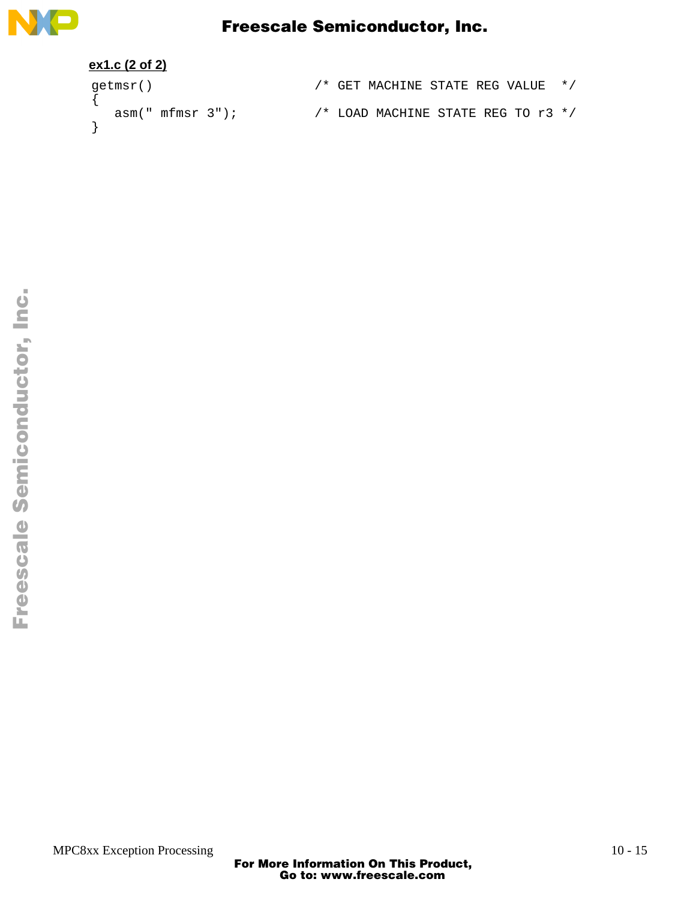**ex1.c (2 of 2)**

```
getmsr()                        /* GET MACHINE STATE REG VALUE  */
{
   asm(" mfmsr 3");             /* LOAD MACHINE STATE REG TO r3 */
}
```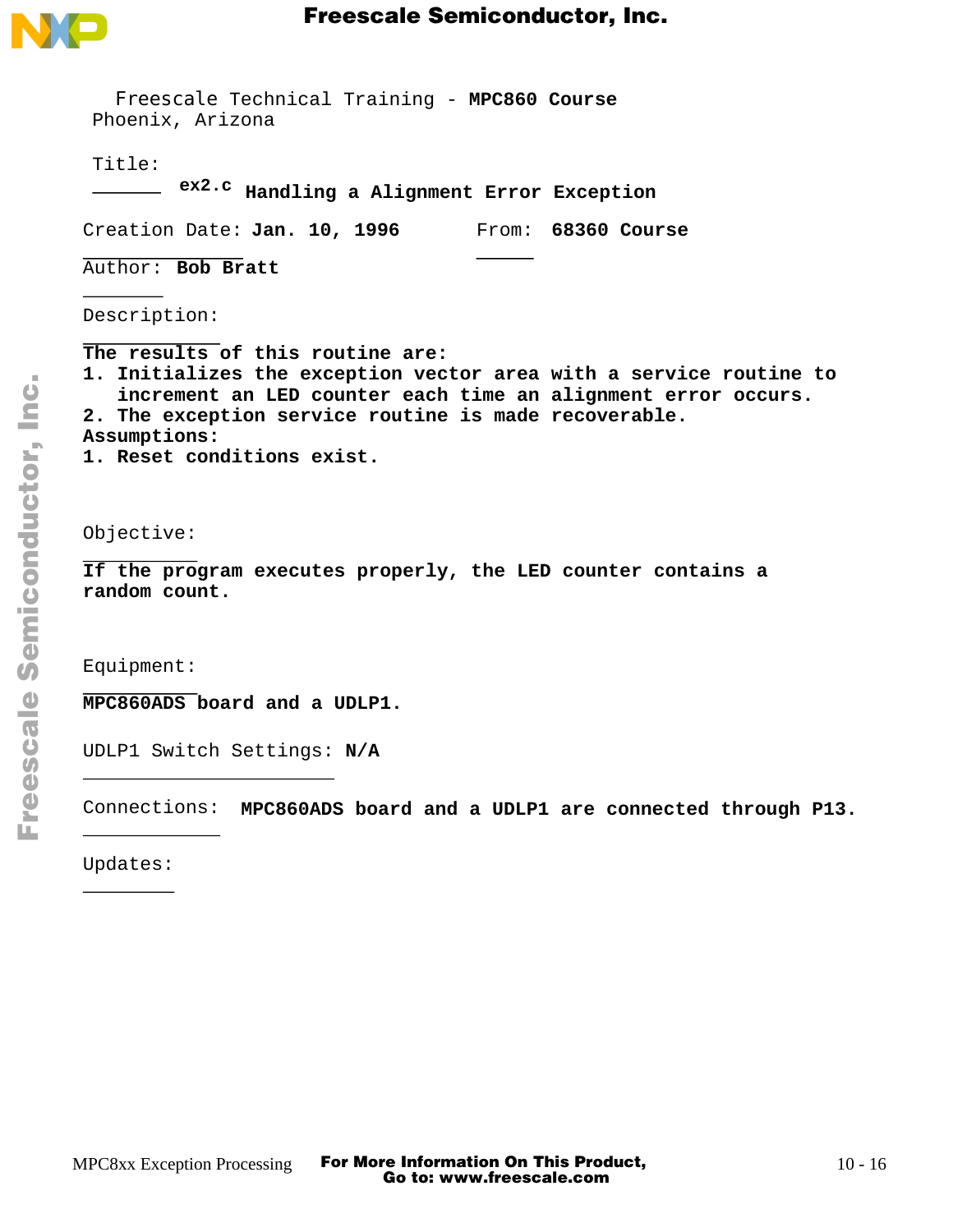Freescale Technical Training - **MPC860 Course**
Phoenix, Arizona

Title:
**ex2.c** **Handling a Alignment Error Exception**

Creation Date: **Jan. 10, 1996** From: **68360 Course**

Author: **Bob Bratt**

Description:

**The results of this routine are:**
**1. Initializes the exception vector area with a service routine to increment an LED counter each time an alignment error occurs.**
**2. The exception service routine is made recoverable.**
**Assumptions:**
**1. Reset conditions exist.**

Objective:

**If the program executes properly, the LED counter contains a random count.**

Equipment:

**MPC860ADS board and a UDLP1.**

UDLP1 Switch Settings: **N/A**

Connections: **MPC860ADS board and a UDLP1 are connected through P13.**

Updates: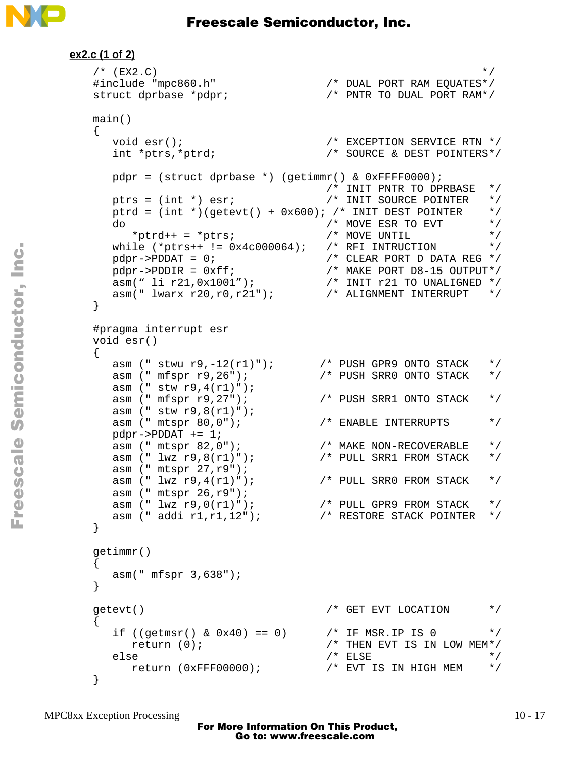**ex2.c (1 of 2)**

```
/* (EX2.C)                                                   */
#include "mpc860.h"                    /* DUAL PORT RAM EQUATES*/
struct dprbase *pdpr;                  /* PNTR TO DUAL PORT RAM*/

main()
{
   void esr();                         /* EXCEPTION SERVICE RTN */
   int *ptrs,*ptrd;                    /* SOURCE & DEST POINTERS*/

   pdpr = (struct dprbase *) (getimmr() & 0xFFFF0000);
                                       /* INIT PNTR TO DPRBASE  */
   ptrs = (int *) esr;                 /* INIT SOURCE POINTER   */
   ptrd = (int *)(getevt() + 0x600); /* INIT DEST POINTER      */
   do                                  /* MOVE ESR TO EVT       */
      *ptrd++ = *ptrs;                 /* MOVE UNTIL            */
   while (*ptrs++ != 0x4c000064);      /* RFI INTRUCTION        */
   pdpr->PDDAT = 0;                    /* CLEAR PORT D DATA REG */
   pdpr->PDDIR = 0xff;                 /* MAKE PORT D8-15 OUTPUT*/
   asm(" li r21,0x1001");              /* INIT r21 TO UNALIGNED */
   asm(" lwarx r20,r0,r21");           /* ALIGNMENT INTERRUPT   */
}

#pragma interrupt esr
void esr()
{
   asm (" stwu r9,-12(r1)");         /* PUSH GPR9 ONTO STACK    */
   asm (" mfspr r9,26");             /* PUSH SRR0 ONTO STACK    */
   asm (" stw r9,4(r1)");
   asm (" mfspr r9,27");             /* PUSH SRR1 ONTO STACK    */
   asm (" stw r9,8(r1)");
   asm (" mtspr 80,0");              /* ENABLE INTERRUPTS       */
   pdpr->PDDAT += 1;
   asm (" mtspr 82,0");              /* MAKE NON-RECOVERABLE    */
   asm (" lwz r9,8(r1)");            /* PULL SRR1 FROM STACK    */
   asm (" mtspr 27,r9");
   asm (" lwz r9,4(r1)");            /* PULL SRR0 FROM STACK    */
   asm (" mtspr 26,r9");
   asm (" lwz r9,0(r1)");            /* PULL GPR9 FROM STACK    */
   asm (" addi r1,r1,12");           /* RESTORE STACK POINTER   */
}

getimmr()
{
   asm(" mfspr 3,638");
}

getevt()                               /* GET EVT LOCATION      */
{
   if ((getmsr() & 0x40) == 0)         /* IF MSR.IP IS 0        */
      return (0);                      /* THEN EVT IS IN LOW MEM*/
   else                                /* ELSE                  */
      return (0xFFF00000);             /* EVT IS IN HIGH MEM    */
}
```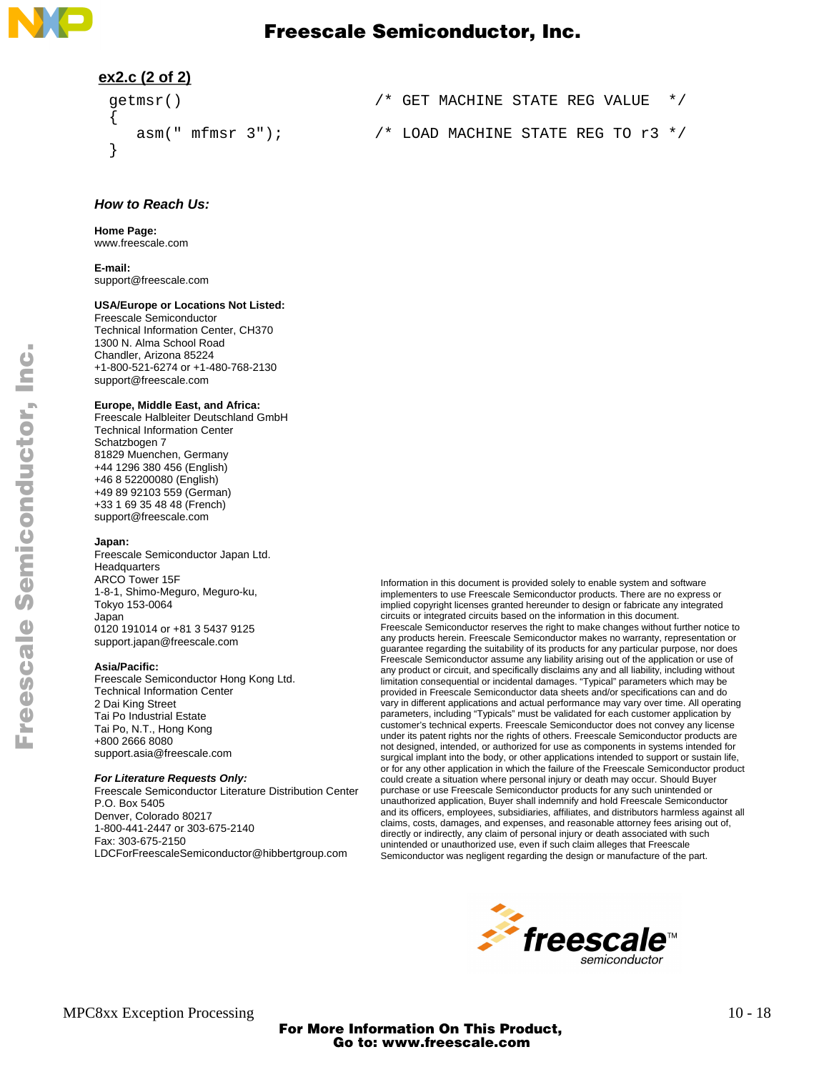**ex2.c (2 of 2)**

```
getmsr()                          /* GET MACHINE STATE REG VALUE   */
{
   asm(" mfmsr 3");               /* LOAD MACHINE STATE REG TO r3 */
}
```

***How to Reach Us:***

**Home Page:**
www.freescale.com

**E-mail:**
support@freescale.com

**USA/Europe or Locations Not Listed:**
Freescale Semiconductor
Technical Information Center, CH370
1300 N. Alma School Road
Chandler, Arizona 85224
+1-800-521-6274 or +1-480-768-2130
support@freescale.com

**Europe, Middle East, and Africa:**
Freescale Halbleiter Deutschland GmbH
Technical Information Center
Schatzbogen 7
81829 Muenchen, Germany
+44 1296 380 456 (English)
+46 8 52200080 (English)
+49 89 92103 559 (German)
+33 1 69 35 48 48 (French)
support@freescale.com

**Japan:**
Freescale Semiconductor Japan Ltd.
Headquarters
ARCO Tower 15F
1-8-1, Shimo-Meguro, Meguro-ku,
Tokyo 153-0064
Japan
0120 191014 or +81 3 5437 9125
support.japan@freescale.com

**Asia/Pacific:**
Freescale Semiconductor Hong Kong Ltd.
Technical Information Center
2 Dai King Street
Tai Po Industrial Estate
Tai Po, N.T., Hong Kong
+800 2666 8080
support.asia@freescale.com

***For Literature Requests Only:***
Freescale Semiconductor Literature Distribution Center
P.O. Box 5405
Denver, Colorado 80217
1-800-441-2447 or 303-675-2140
Fax: 303-675-2150
LDCForFreescaleSemiconductor@hibbertgroup.com

Information in this document is provided solely to enable system and software implementers to use Freescale Semiconductor products. There are no express or implied copyright licenses granted hereunder to design or fabricate any integrated circuits or integrated circuits based on the information in this document.
Freescale Semiconductor reserves the right to make changes without further notice to any products herein. Freescale Semiconductor makes no warranty, representation or guarantee regarding the suitability of its products for any particular purpose, nor does Freescale Semiconductor assume any liability arising out of the application or use of any product or circuit, and specifically disclaims any and all liability, including without limitation consequential or incidental damages. "Typical" parameters which may be provided in Freescale Semiconductor data sheets and/or specifications can and do vary in different applications and actual performance may vary over time. All operating parameters, including "Typicals" must be validated for each customer application by customer's technical experts. Freescale Semiconductor does not convey any license under its patent rights nor the rights of others. Freescale Semiconductor products are not designed, intended, or authorized for use as components in systems intended for surgical implant into the body, or other applications intended to support or sustain life, or for any other application in which the failure of the Freescale Semiconductor product could create a situation where personal injury or death may occur. Should Buyer purchase or use Freescale Semiconductor products for any such unintended or unauthorized application, Buyer shall indemnify and hold Freescale Semiconductor and its officers, employees, subsidiaries, affiliates, and distributors harmless against all claims, costs, damages, and expenses, and reasonable attorney fees arising out of, directly or indirectly, any claim of personal injury or death associated with such unintended or unauthorized use, even if such claim alleges that Freescale Semiconductor was negligent regarding the design or manufacture of the part.

freescale™ semiconductor